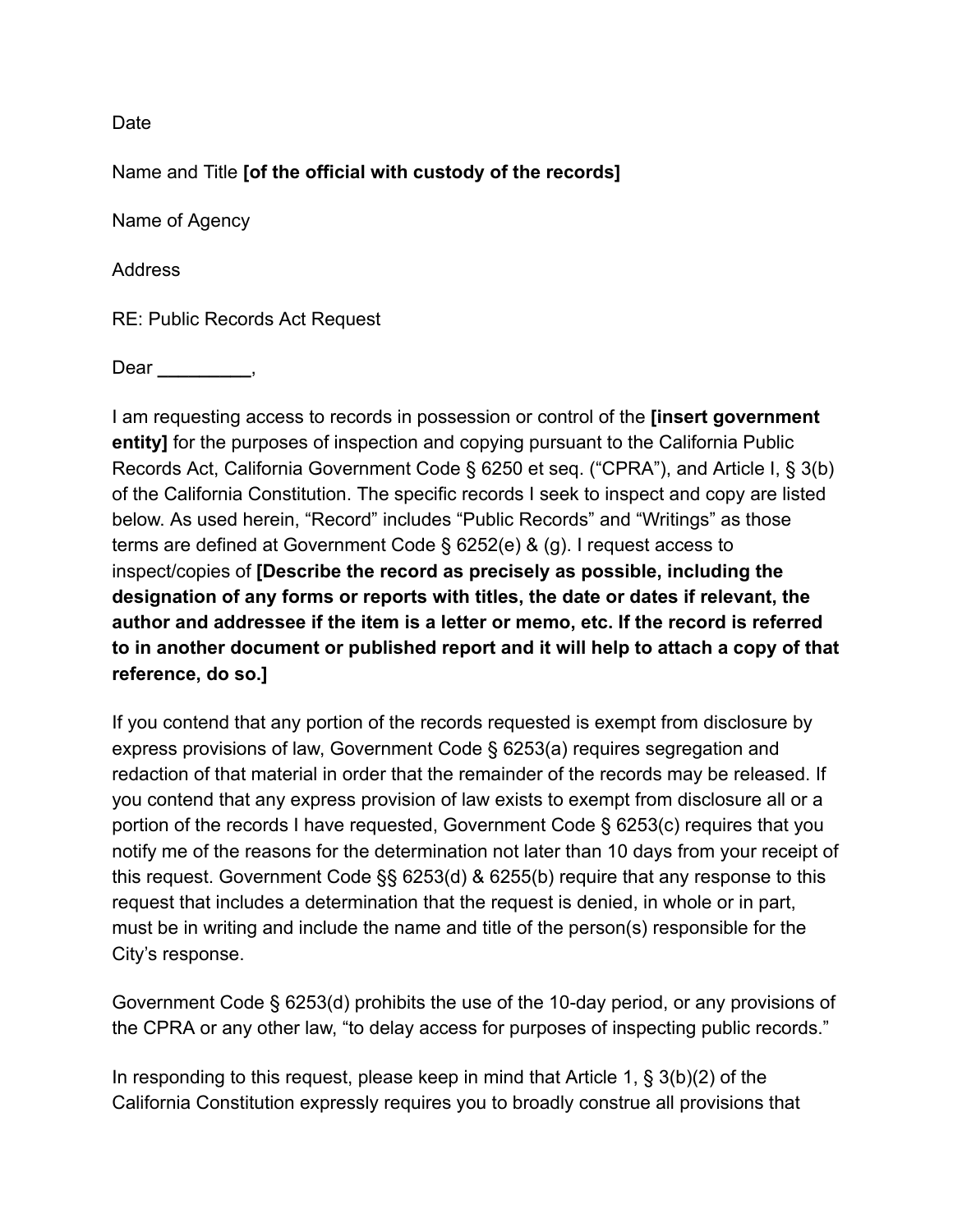Date

Name and Title **[of the official with custody of the records]**

Name of Agency

Address

RE: Public Records Act Request

Dear **_________**,

I am requesting access to records in possession or control of the **[insert government entity]** for the purposes of inspection and copying pursuant to the California Public Records Act, California Government Code § 6250 et seq. ("CPRA"), and Article I, § 3(b) of the California Constitution. The specific records I seek to inspect and copy are listed below. As used herein, "Record" includes "Public Records" and "Writings" as those terms are defined at Government Code § 6252(e) & (g). I request access to inspect/copies of **[Describe the record as precisely as possible, including the designation of any forms or reports with titles, the date or dates if relevant, the author and addressee if the item is a letter or memo, etc. If the record is referred to in another document or published report and it will help to attach a copy of that reference, do so.]**

If you contend that any portion of the records requested is exempt from disclosure by express provisions of law, Government Code § 6253(a) requires segregation and redaction of that material in order that the remainder of the records may be released. If you contend that any express provision of law exists to exempt from disclosure all or a portion of the records I have requested, Government Code § 6253(c) requires that you notify me of the reasons for the determination not later than 10 days from your receipt of this request. Government Code §§ 6253(d) & 6255(b) require that any response to this request that includes a determination that the request is denied, in whole or in part, must be in writing and include the name and title of the person(s) responsible for the City's response.

Government Code § 6253(d) prohibits the use of the 10-day period, or any provisions of the CPRA or any other law, "to delay access for purposes of inspecting public records."

In responding to this request, please keep in mind that Article 1, § 3(b)(2) of the California Constitution expressly requires you to broadly construe all provisions that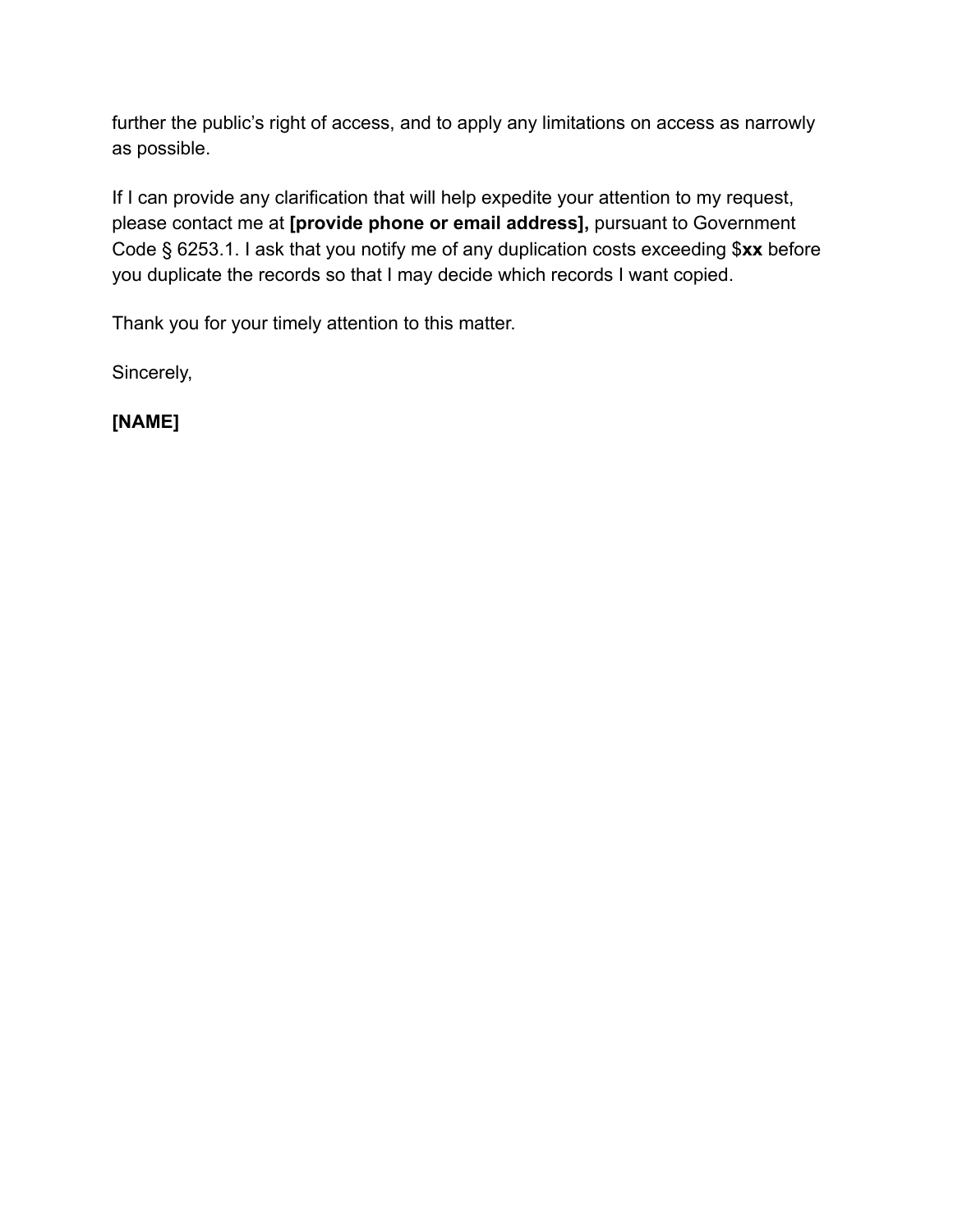further the public's right of access, and to apply any limitations on access as narrowly as possible.

If I can provide any clarification that will help expedite your attention to my request, please contact me at **[provide phone or email address],** pursuant to Government Code § 6253.1. I ask that you notify me of any duplication costs exceeding $**xx** before you duplicate the records so that I may decide which records I want copied.

Thank you for your timely attention to this matter.

Sincerely,

**[NAME]**